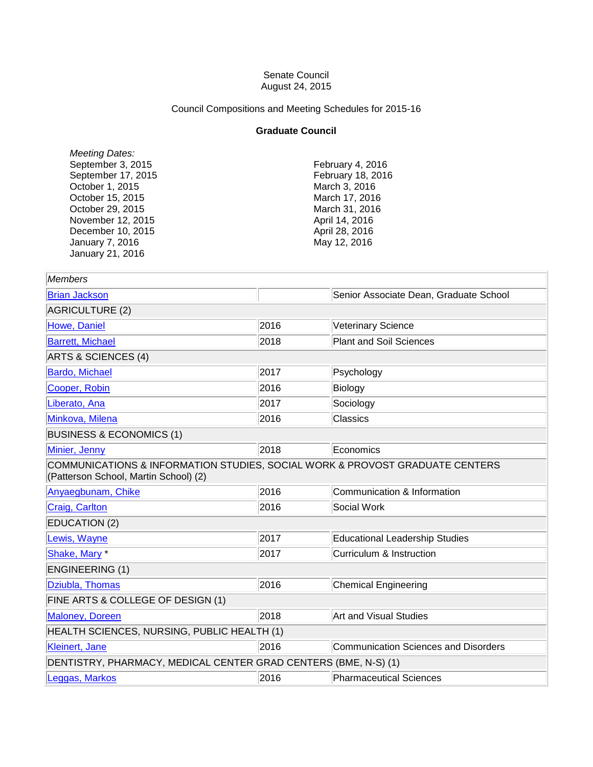Senate Council
August 24, 2015

Council Compositions and Meeting Schedules for 2015-16

## Graduate Council

*Meeting Dates:*

September 3, 2015
September 17, 2015
October 1, 2015
October 15, 2015
October 29, 2015
November 12, 2015
December 10, 2015
January 7, 2016
January 21, 2016
February 4, 2016
February 18, 2016
March 3, 2016
March 17, 2016
March 31, 2016
April 14, 2016
April 28, 2016
May 12, 2016

| *Members* | | |
|---|---|---|
| Brian Jackson | | Senior Associate Dean, Graduate School |
| AGRICULTURE (2) | | |
| Howe, Daniel | 2016 | Veterinary Science |
| Barrett, Michael | 2018 | Plant and Soil Sciences |
| ARTS & SCIENCES (4) | | |
| Bardo, Michael | 2017 | Psychology |
| Cooper, Robin | 2016 | Biology |
| Liberato, Ana | 2017 | Sociology |
| Minkova, Milena | 2016 | Classics |
| BUSINESS & ECONOMICS (1) | | |
| Minier, Jenny | 2018 | Economics |
| COMMUNICATIONS & INFORMATION STUDIES, SOCIAL WORK & PROVOST GRADUATE CENTERS (Patterson School, Martin School) (2) | | |
| Anyaegbunam, Chike | 2016 | Communication & Information |
| Craig, Carlton | 2016 | Social Work |
| EDUCATION (2) | | |
| Lewis, Wayne | 2017 | Educational Leadership Studies |
| Shake, Mary * | 2017 | Curriculum & Instruction |
| ENGINEERING (1) | | |
| Dziubla, Thomas | 2016 | Chemical Engineering |
| FINE ARTS & COLLEGE OF DESIGN (1) | | |
| Maloney, Doreen | 2018 | Art and Visual Studies |
| HEALTH SCIENCES, NURSING, PUBLIC HEALTH (1) | | |
| Kleinert, Jane | 2016 | Communication Sciences and Disorders |
| DENTISTRY, PHARMACY, MEDICAL CENTER GRAD CENTERS (BME, N-S) (1) | | |
| Leggas, Markos | 2016 | Pharmaceutical Sciences |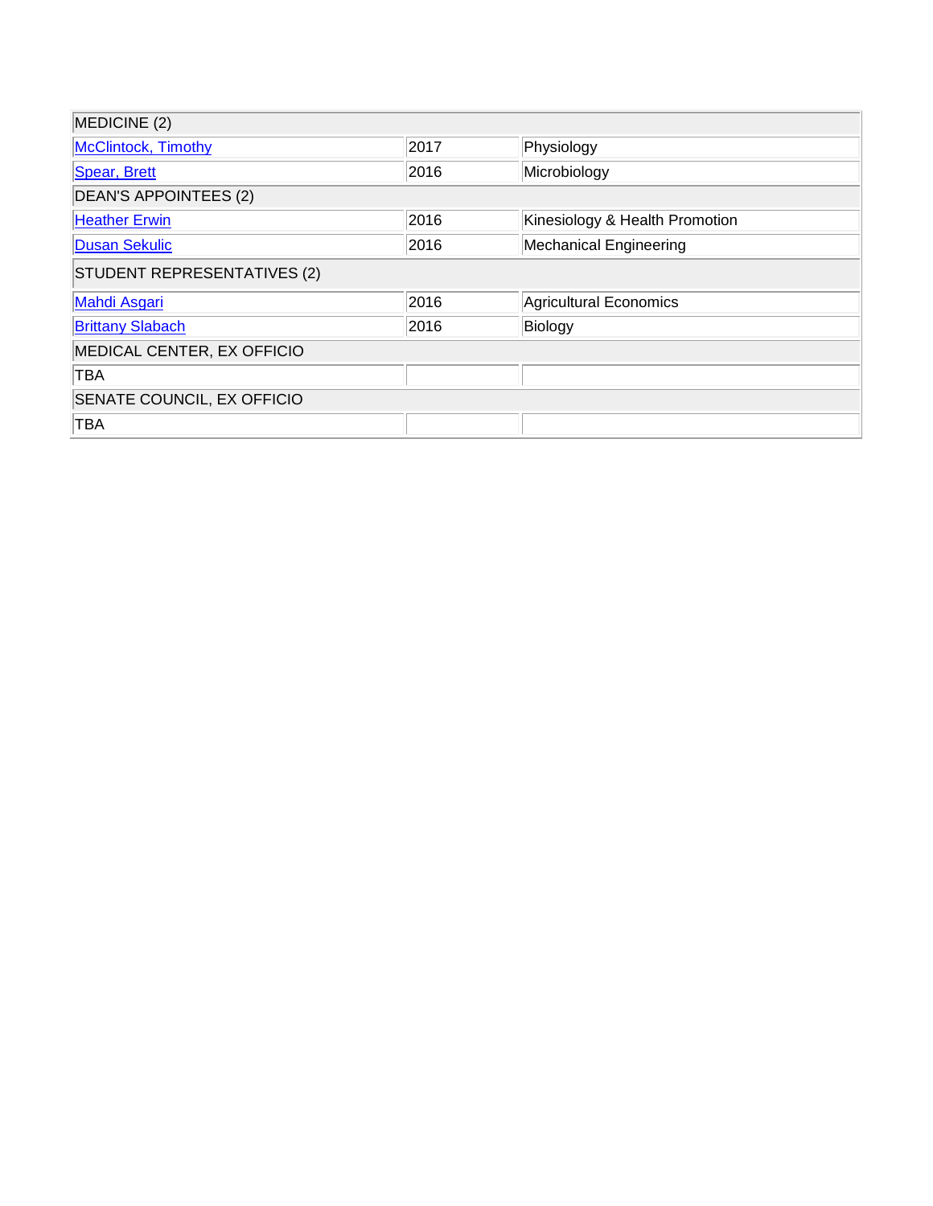| MEDICINE (2) | | |
|---|---|---|
| McClintock, Timothy | 2017 | Physiology |
| Spear, Brett | 2016 | Microbiology |
| DEAN'S APPOINTEES (2) | | |
| Heather Erwin | 2016 | Kinesiology & Health Promotion |
| Dusan Sekulic | 2016 | Mechanical Engineering |
| STUDENT REPRESENTATIVES (2) | | |
| Mahdi Asgari | 2016 | Agricultural Economics |
| Brittany Slabach | 2016 | Biology |
| MEDICAL CENTER, EX OFFICIO | | |
| TBA | | |
| SENATE COUNCIL, EX OFFICIO | | |
| TBA | | |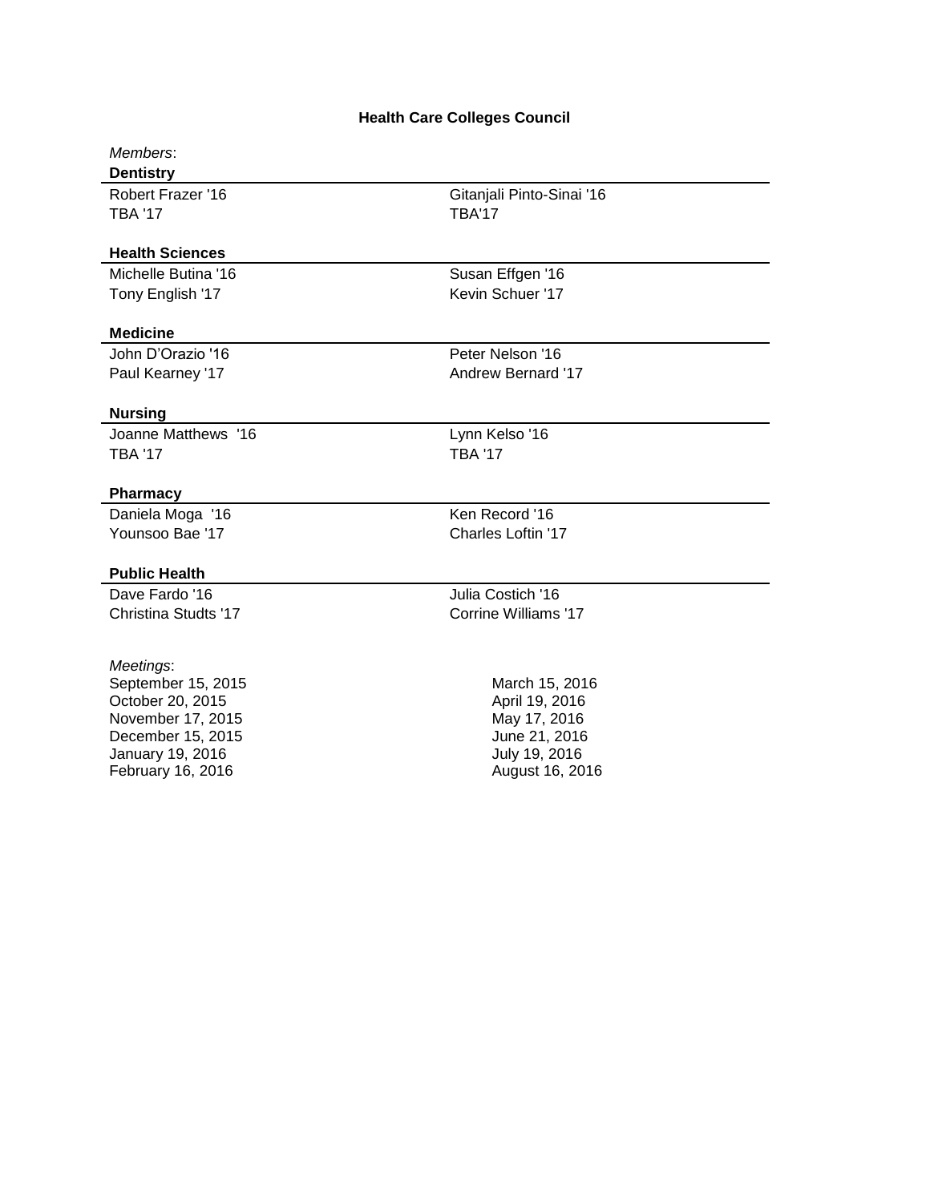# Health Care Colleges Council

*Members*:

**Dentistry**

| | |
|---|---|
| Robert Frazer '16 | Gitanjali Pinto-Sinai '16 |
| TBA '17 | TBA'17 |

**Health Sciences**

| | |
|---|---|
| Michelle Butina '16 | Susan Effgen '16 |
| Tony English '17 | Kevin Schuer '17 |

**Medicine**

| | |
|---|---|
| John D'Orazio '16 | Peter Nelson '16 |
| Paul Kearney '17 | Andrew Bernard '17 |

**Nursing**

| | |
|---|---|
| Joanne Matthews '16 | Lynn Kelso '16 |
| TBA '17 | TBA '17 |

**Pharmacy**

| | |
|---|---|
| Daniela Moga '16 | Ken Record '16 |
| Younsoo Bae '17 | Charles Loftin '17 |

**Public Health**

| | |
|---|---|
| Dave Fardo '16 | Julia Costich '16 |
| Christina Studts '17 | Corrine Williams '17 |

*Meetings*:

| | |
|---|---|
| September 15, 2015 | March 15, 2016 |
| October 20, 2015 | April 19, 2016 |
| November 17, 2015 | May 17, 2016 |
| December 15, 2015 | June 21, 2016 |
| January 19, 2016 | July 19, 2016 |
| February 16, 2016 | August 16, 2016 |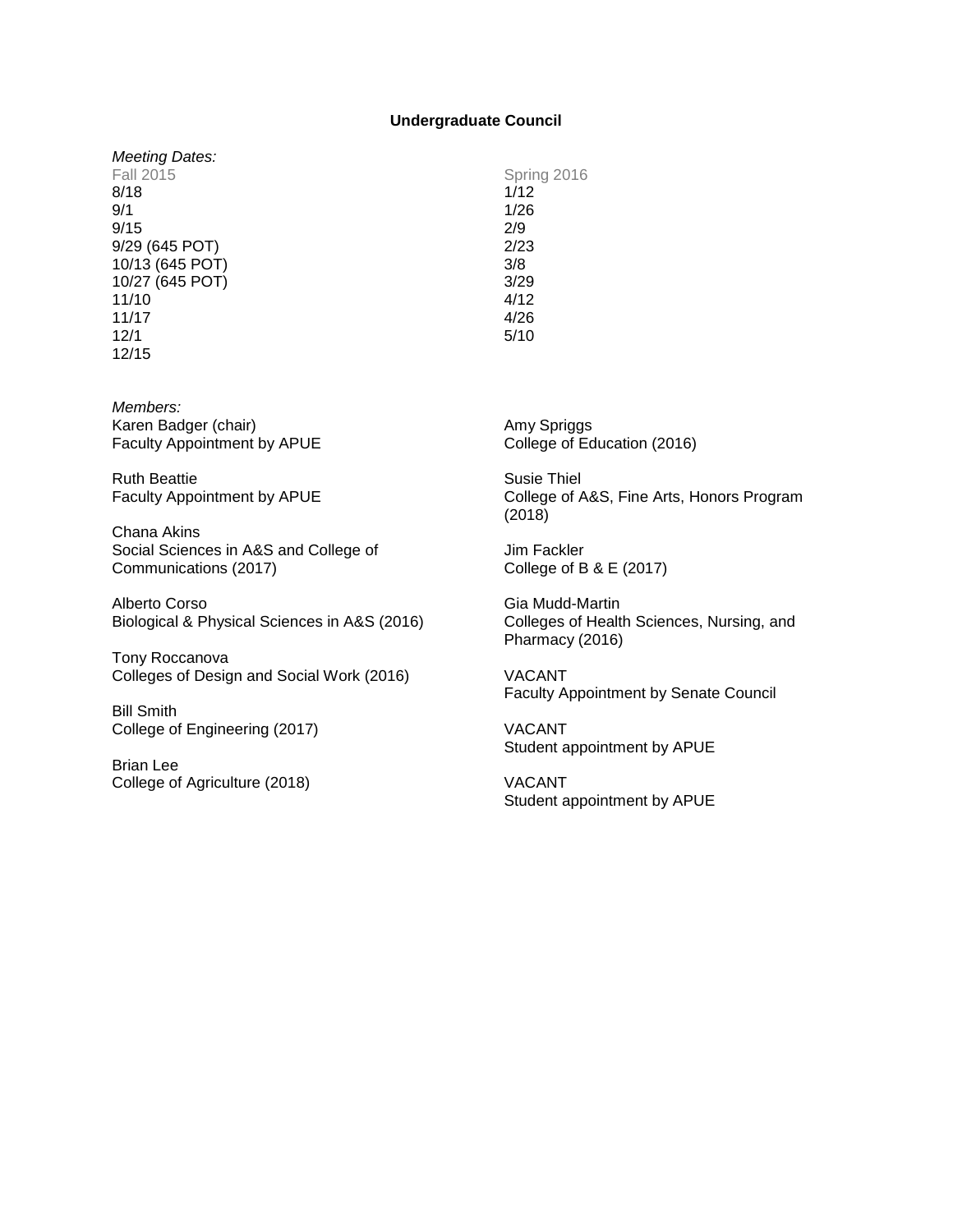# Undergraduate Council

*Meeting Dates:*

Fall 2015
8/18
9/1
9/15
9/29 (645 POT)
10/13 (645 POT)
10/27 (645 POT)
11/10
11/17
12/1
12/15

Spring 2016
1/12
1/26
2/9
2/23
3/8
3/29
4/12
4/26
5/10

*Members:*

Karen Badger (chair)
Faculty Appointment by APUE

Ruth Beattie
Faculty Appointment by APUE

Chana Akins
Social Sciences in A&S and College of Communications (2017)

Alberto Corso
Biological & Physical Sciences in A&S (2016)

Tony Roccanova
Colleges of Design and Social Work (2016)

Bill Smith
College of Engineering (2017)

Brian Lee
College of Agriculture (2018)

Amy Spriggs
College of Education (2016)

Susie Thiel
College of A&S, Fine Arts, Honors Program (2018)

Jim Fackler
College of B & E (2017)

Gia Mudd-Martin
Colleges of Health Sciences, Nursing, and Pharmacy (2016)

VACANT
Faculty Appointment by Senate Council

VACANT
Student appointment by APUE

VACANT
Student appointment by APUE